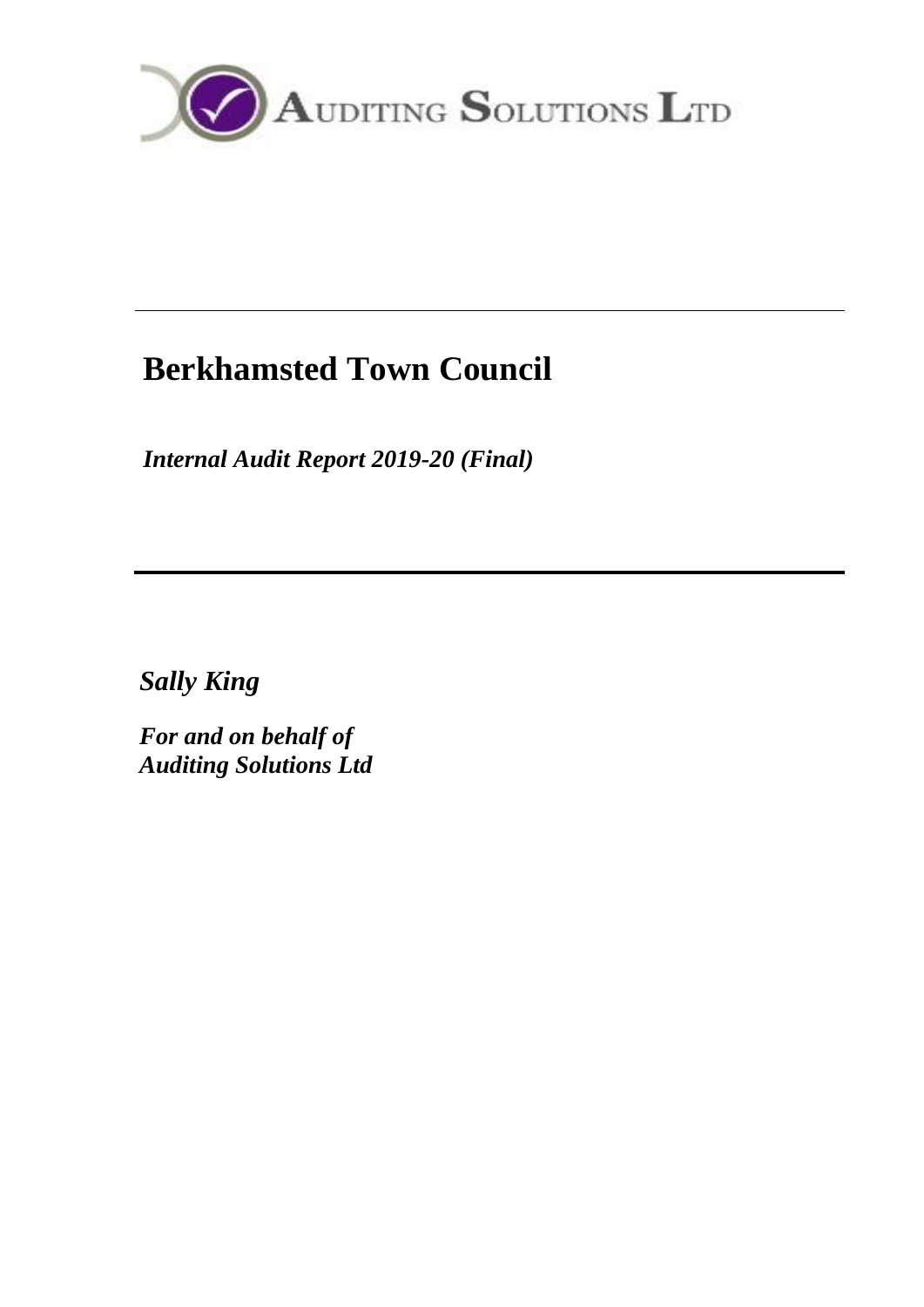AUDITING SOLUTIONS LTD

---

# Berkhamsted Town Council

*Internal Audit Report 2019-20 (Final)*

---

*Sally King*

***For and on behalf of***
***Auditing Solutions Ltd***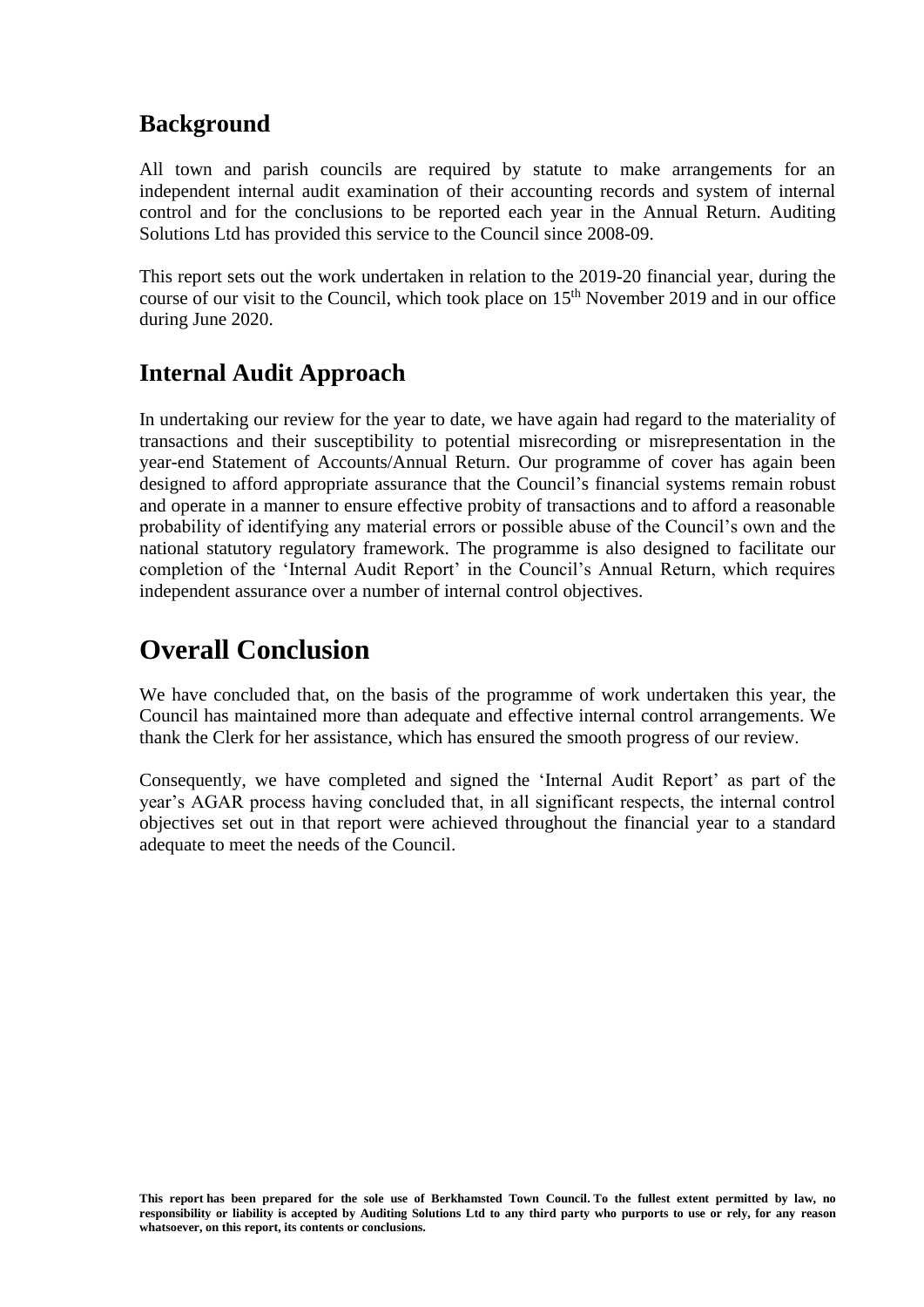## Background

All town and parish councils are required by statute to make arrangements for an independent internal audit examination of their accounting records and system of internal control and for the conclusions to be reported each year in the Annual Return. Auditing Solutions Ltd has provided this service to the Council since 2008-09.

This report sets out the work undertaken in relation to the 2019-20 financial year, during the course of our visit to the Council, which took place on 15th November 2019 and in our office during June 2020.

## Internal Audit Approach

In undertaking our review for the year to date, we have again had regard to the materiality of transactions and their susceptibility to potential misrecording or misrepresentation in the year-end Statement of Accounts/Annual Return. Our programme of cover has again been designed to afford appropriate assurance that the Council's financial systems remain robust and operate in a manner to ensure effective probity of transactions and to afford a reasonable probability of identifying any material errors or possible abuse of the Council's own and the national statutory regulatory framework. The programme is also designed to facilitate our completion of the 'Internal Audit Report' in the Council's Annual Return, which requires independent assurance over a number of internal control objectives.

# Overall Conclusion

We have concluded that, on the basis of the programme of work undertaken this year, the Council has maintained more than adequate and effective internal control arrangements. We thank the Clerk for her assistance, which has ensured the smooth progress of our review.

Consequently, we have completed and signed the 'Internal Audit Report' as part of the year's AGAR process having concluded that, in all significant respects, the internal control objectives set out in that report were achieved throughout the financial year to a standard adequate to meet the needs of the Council.

**This report has been prepared for the sole use of Berkhamsted Town Council. To the fullest extent permitted by law, no responsibility or liability is accepted by Auditing Solutions Ltd to any third party who purports to use or rely, for any reason whatsoever, on this report, its contents or conclusions.**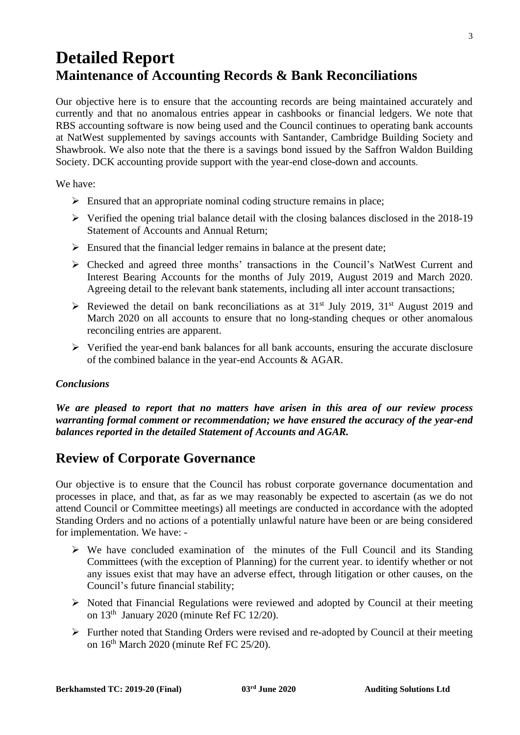# Detailed Report

## Maintenance of Accounting Records & Bank Reconciliations

Our objective here is to ensure that the accounting records are being maintained accurately and currently and that no anomalous entries appear in cashbooks or financial ledgers. We note that RBS accounting software is now being used and the Council continues to operating bank accounts at NatWest supplemented by savings accounts with Santander, Cambridge Building Society and Shawbrook. We also note that the there is a savings bond issued by the Saffron Waldon Building Society. DCK accounting provide support with the year-end close-down and accounts.

We have:

- Ensured that an appropriate nominal coding structure remains in place;
- Verified the opening trial balance detail with the closing balances disclosed in the 2018-19 Statement of Accounts and Annual Return;
- Ensured that the financial ledger remains in balance at the present date;
- Checked and agreed three months' transactions in the Council's NatWest Current and Interest Bearing Accounts for the months of July 2019, August 2019 and March 2020. Agreeing detail to the relevant bank statements, including all inter account transactions;
- Reviewed the detail on bank reconciliations as at 31st July 2019, 31st August 2019 and March 2020 on all accounts to ensure that no long-standing cheques or other anomalous reconciling entries are apparent.
- Verified the year-end bank balances for all bank accounts, ensuring the accurate disclosure of the combined balance in the year-end Accounts & AGAR.

***Conclusions***

***We are pleased to report that no matters have arisen in this area of our review process warranting formal comment or recommendation; we have ensured the accuracy of the year-end balances reported in the detailed Statement of Accounts and AGAR.***

## Review of Corporate Governance

Our objective is to ensure that the Council has robust corporate governance documentation and processes in place, and that, as far as we may reasonably be expected to ascertain (as we do not attend Council or Committee meetings) all meetings are conducted in accordance with the adopted Standing Orders and no actions of a potentially unlawful nature have been or are being considered for implementation. We have: -

- We have concluded examination of the minutes of the Full Council and its Standing Committees (with the exception of Planning) for the current year. to identify whether or not any issues exist that may have an adverse effect, through litigation or other causes, on the Council's future financial stability;
- Noted that Financial Regulations were reviewed and adopted by Council at their meeting on 13th January 2020 (minute Ref FC 12/20).
- Further noted that Standing Orders were revised and re-adopted by Council at their meeting on 16th March 2020 (minute Ref FC 25/20).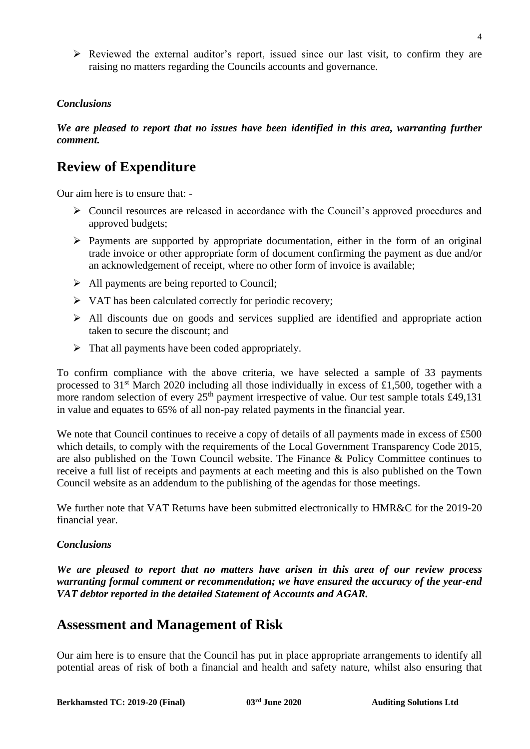- Reviewed the external auditor's report, issued since our last visit, to confirm they are raising no matters regarding the Councils accounts and governance.

***Conclusions***

***We are pleased to report that no issues have been identified in this area, warranting further comment.***

## Review of Expenditure

Our aim here is to ensure that: -

- Council resources are released in accordance with the Council's approved procedures and approved budgets;
- Payments are supported by appropriate documentation, either in the form of an original trade invoice or other appropriate form of document confirming the payment as due and/or an acknowledgement of receipt, where no other form of invoice is available;
- All payments are being reported to Council;
- VAT has been calculated correctly for periodic recovery;
- All discounts due on goods and services supplied are identified and appropriate action taken to secure the discount; and
- That all payments have been coded appropriately.

To confirm compliance with the above criteria, we have selected a sample of 33 payments processed to 31st March 2020 including all those individually in excess of £1,500, together with a more random selection of every 25th payment irrespective of value. Our test sample totals £49,131 in value and equates to 65% of all non-pay related payments in the financial year.

We note that Council continues to receive a copy of details of all payments made in excess of £500 which details, to comply with the requirements of the Local Government Transparency Code 2015, are also published on the Town Council website. The Finance & Policy Committee continues to receive a full list of receipts and payments at each meeting and this is also published on the Town Council website as an addendum to the publishing of the agendas for those meetings.

We further note that VAT Returns have been submitted electronically to HMR&C for the 2019-20 financial year.

***Conclusions***

***We are pleased to report that no matters have arisen in this area of our review process warranting formal comment or recommendation; we have ensured the accuracy of the year-end VAT debtor reported in the detailed Statement of Accounts and AGAR.***

## Assessment and Management of Risk

Our aim here is to ensure that the Council has put in place appropriate arrangements to identify all potential areas of risk of both a financial and health and safety nature, whilst also ensuring that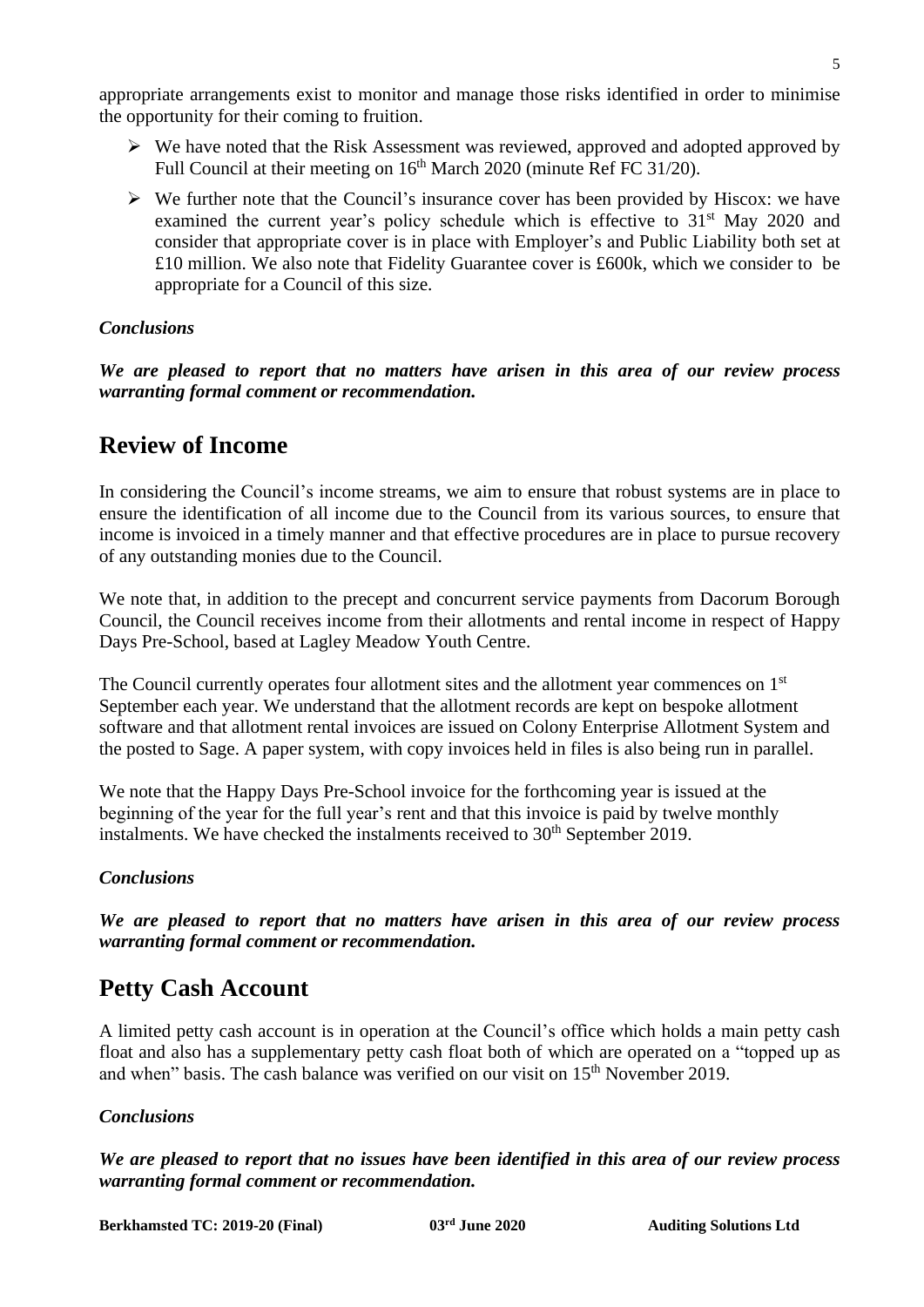appropriate arrangements exist to monitor and manage those risks identified in order to minimise the opportunity for their coming to fruition.

- We have noted that the Risk Assessment was reviewed, approved and adopted approved by Full Council at their meeting on 16th March 2020 (minute Ref FC 31/20).
- We further note that the Council's insurance cover has been provided by Hiscox: we have examined the current year's policy schedule which is effective to 31st May 2020 and consider that appropriate cover is in place with Employer's and Public Liability both set at £10 million. We also note that Fidelity Guarantee cover is £600k, which we consider to be appropriate for a Council of this size.

***Conclusions***

***We are pleased to report that no matters have arisen in this area of our review process warranting formal comment or recommendation.***

## Review of Income

In considering the Council's income streams, we aim to ensure that robust systems are in place to ensure the identification of all income due to the Council from its various sources, to ensure that income is invoiced in a timely manner and that effective procedures are in place to pursue recovery of any outstanding monies due to the Council.

We note that, in addition to the precept and concurrent service payments from Dacorum Borough Council, the Council receives income from their allotments and rental income in respect of Happy Days Pre-School, based at Lagley Meadow Youth Centre.

The Council currently operates four allotment sites and the allotment year commences on 1st September each year. We understand that the allotment records are kept on bespoke allotment software and that allotment rental invoices are issued on Colony Enterprise Allotment System and the posted to Sage. A paper system, with copy invoices held in files is also being run in parallel.

We note that the Happy Days Pre-School invoice for the forthcoming year is issued at the beginning of the year for the full year's rent and that this invoice is paid by twelve monthly instalments. We have checked the instalments received to 30th September 2019.

***Conclusions***

***We are pleased to report that no matters have arisen in this area of our review process warranting formal comment or recommendation.***

## Petty Cash Account

A limited petty cash account is in operation at the Council's office which holds a main petty cash float and also has a supplementary petty cash float both of which are operated on a "topped up as and when" basis. The cash balance was verified on our visit on 15th November 2019.

***Conclusions***

***We are pleased to report that no issues have been identified in this area of our review process warranting formal comment or recommendation.***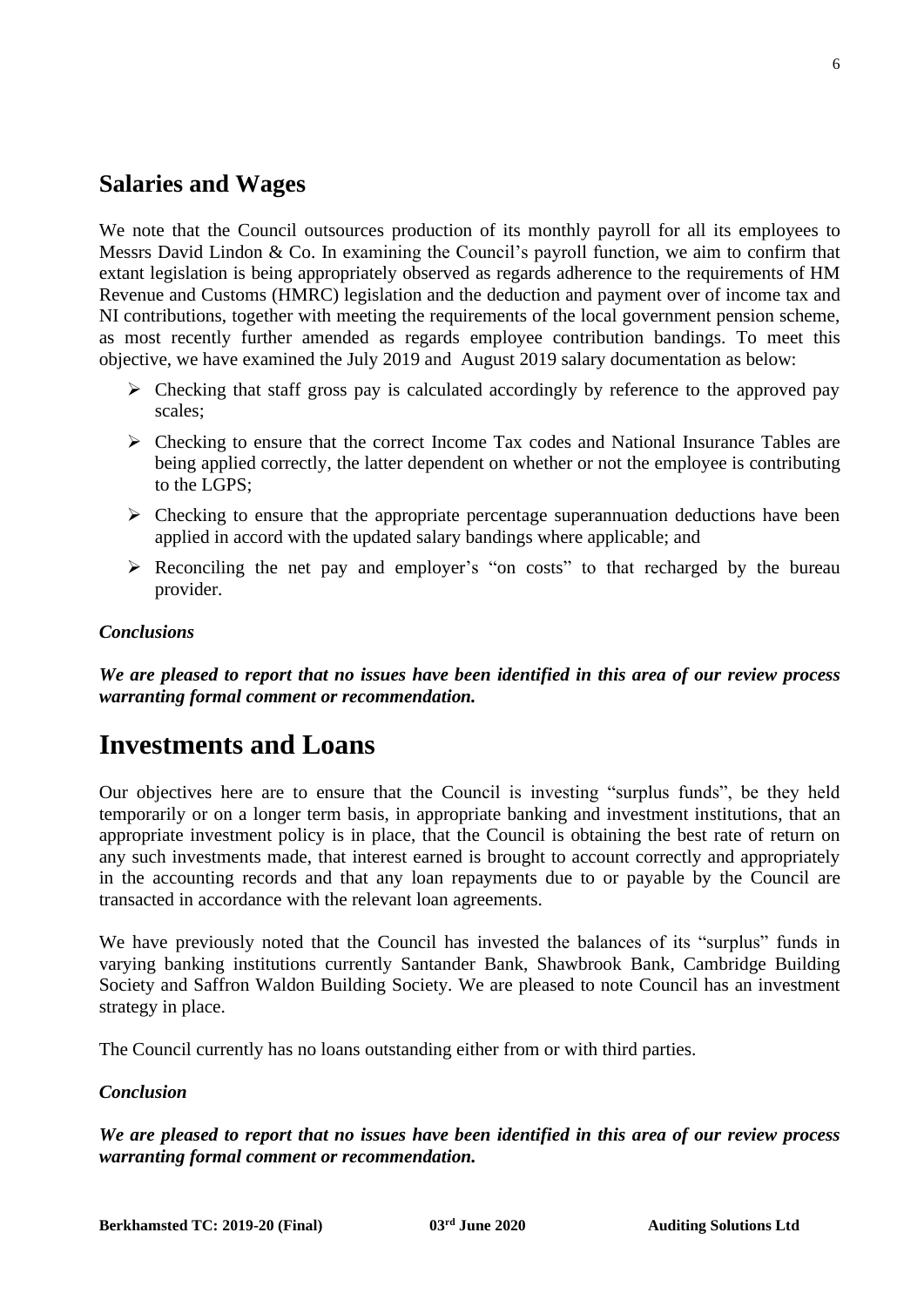## Salaries and Wages

We note that the Council outsources production of its monthly payroll for all its employees to Messrs David Lindon & Co. In examining the Council's payroll function, we aim to confirm that extant legislation is being appropriately observed as regards adherence to the requirements of HM Revenue and Customs (HMRC) legislation and the deduction and payment over of income tax and NI contributions, together with meeting the requirements of the local government pension scheme, as most recently further amended as regards employee contribution bandings. To meet this objective, we have examined the July 2019 and August 2019 salary documentation as below:

- Checking that staff gross pay is calculated accordingly by reference to the approved pay scales;
- Checking to ensure that the correct Income Tax codes and National Insurance Tables are being applied correctly, the latter dependent on whether or not the employee is contributing to the LGPS;
- Checking to ensure that the appropriate percentage superannuation deductions have been applied in accord with the updated salary bandings where applicable; and
- Reconciling the net pay and employer's "on costs" to that recharged by the bureau provider.

***Conclusions***

***We are pleased to report that no issues have been identified in this area of our review process warranting formal comment or recommendation.***

# Investments and Loans

Our objectives here are to ensure that the Council is investing "surplus funds", be they held temporarily or on a longer term basis, in appropriate banking and investment institutions, that an appropriate investment policy is in place, that the Council is obtaining the best rate of return on any such investments made, that interest earned is brought to account correctly and appropriately in the accounting records and that any loan repayments due to or payable by the Council are transacted in accordance with the relevant loan agreements.

We have previously noted that the Council has invested the balances of its "surplus" funds in varying banking institutions currently Santander Bank, Shawbrook Bank, Cambridge Building Society and Saffron Waldon Building Society. We are pleased to note Council has an investment strategy in place.

The Council currently has no loans outstanding either from or with third parties.

***Conclusion***

***We are pleased to report that no issues have been identified in this area of our review process warranting formal comment or recommendation.***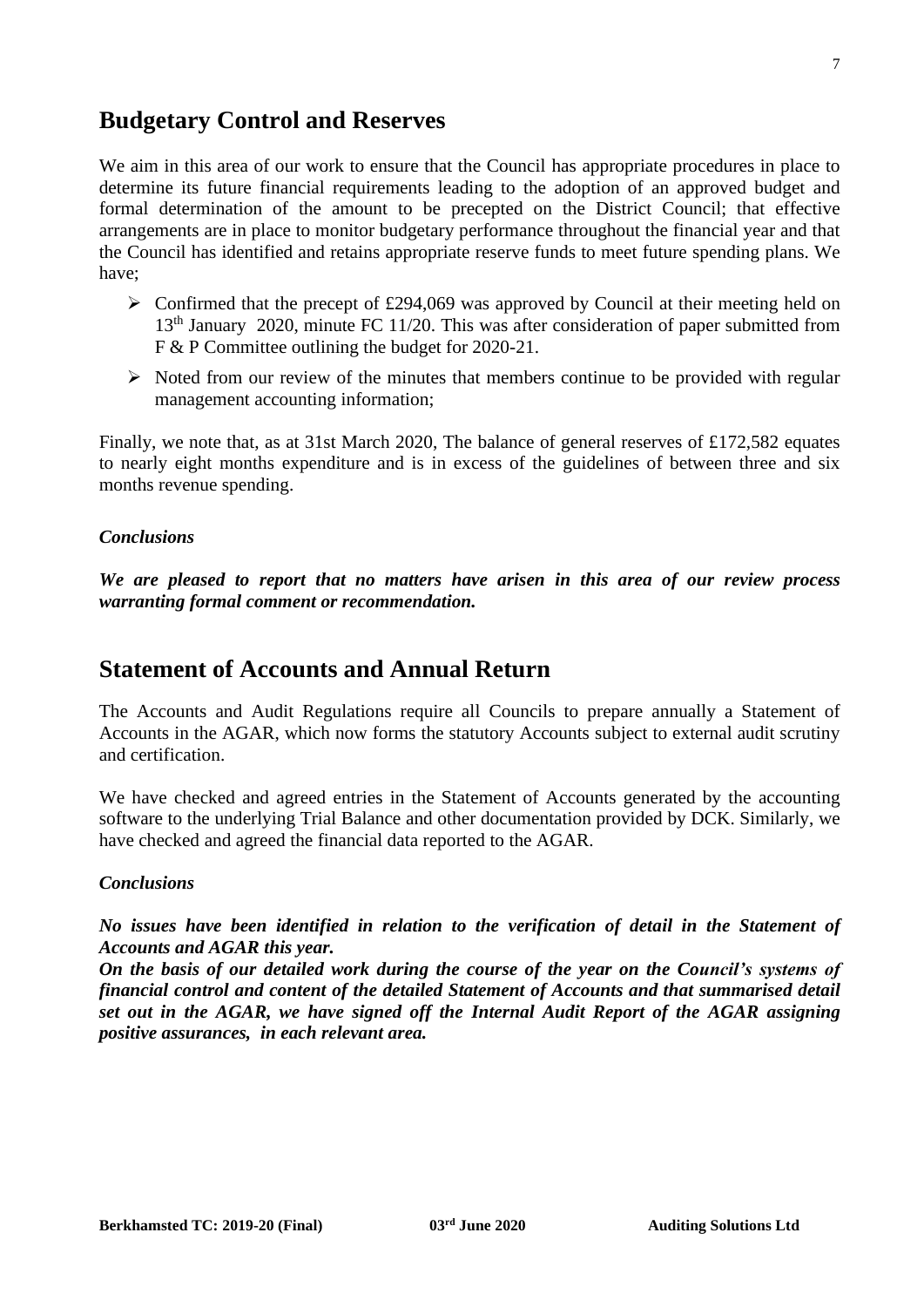## Budgetary Control and Reserves

We aim in this area of our work to ensure that the Council has appropriate procedures in place to determine its future financial requirements leading to the adoption of an approved budget and formal determination of the amount to be precepted on the District Council; that effective arrangements are in place to monitor budgetary performance throughout the financial year and that the Council has identified and retains appropriate reserve funds to meet future spending plans. We have;

- Confirmed that the precept of £294,069 was approved by Council at their meeting held on 13th January 2020, minute FC 11/20. This was after consideration of paper submitted from F & P Committee outlining the budget for 2020-21.
- Noted from our review of the minutes that members continue to be provided with regular management accounting information;

Finally, we note that, as at 31st March 2020, The balance of general reserves of £172,582 equates to nearly eight months expenditure and is in excess of the guidelines of between three and six months revenue spending.

### *Conclusions*

***We are pleased to report that no matters have arisen in this area of our review process warranting formal comment or recommendation.***

## Statement of Accounts and Annual Return

The Accounts and Audit Regulations require all Councils to prepare annually a Statement of Accounts in the AGAR, which now forms the statutory Accounts subject to external audit scrutiny and certification.

We have checked and agreed entries in the Statement of Accounts generated by the accounting software to the underlying Trial Balance and other documentation provided by DCK. Similarly, we have checked and agreed the financial data reported to the AGAR.

### *Conclusions*

***No issues have been identified in relation to the verification of detail in the Statement of Accounts and AGAR this year.***
***On the basis of our detailed work during the course of the year on the Council's systems of financial control and content of the detailed Statement of Accounts and that summarised detail set out in the AGAR, we have signed off the Internal Audit Report of the AGAR assigning positive assurances, in each relevant area.***